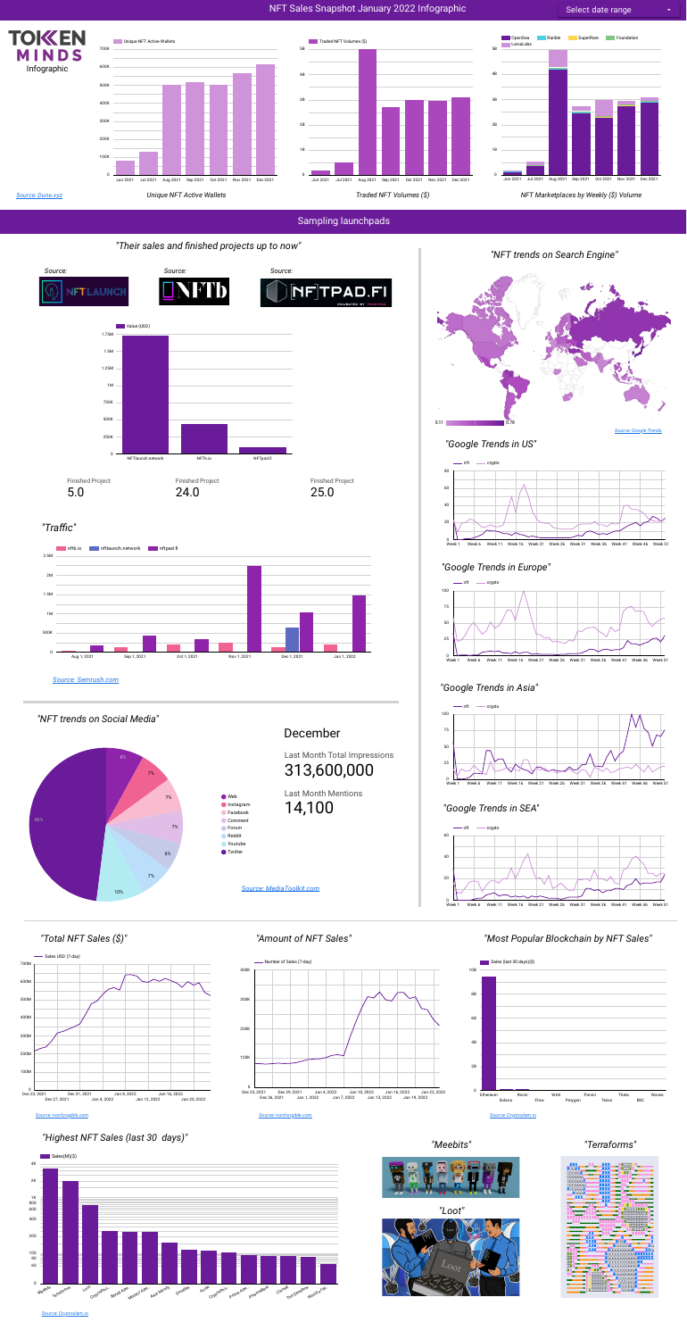# NFT Sales Snapshot January 2022 Infographic

TOKEN MINDS Infographic

Select date range

Source: Dune.xyz

*Unique NFT Active Wallets*

*Traded NFT Volumes ($)*

*NFT Marketplaces by Weekly ($) Volume*

OpenSea · Rarible · SuperRare · Foundation · LooksRare

## Sampling launchpads

*"Their sales and finished projects up to now"*

Source: NFTLAUNCH · Source: NFTb · Source: NFTPAD.FI

| | NFTlaunch.network | NFTb.io | NFTpad.fi |
|---|---|---|---|
| Finished Project | 5.0 | 24.0 | 25.0 |

*"Traffic"*

Source: Semrush.com

*"NFT trends on Search Engine"*

Source: Google Trends

*"Google Trends in US"*

*"Google Trends in Europe"*

*"Google Trends in Asia"*

*"Google Trends in SEA"*

*"NFT trends on Social Media"*

Web · Instagram · Facebook · Comment · Forum · Reddit · Youtube · Twitter

### December

Last Month Total Impressions
**313,600,000**

Last Month Mentions
**14,100**

Source: MediaToolkit.com

*"Total NFT Sales ($)"*

Source: nonfungible.com

*"Amount of NFT Sales"*

Source: nonfungible.com

*"Most Popular Blockchain by NFT Sales"*

Source: Cryptoslam.io

*"Highest NFT Sales (last 30 days)"*

Source: Cryptoslam.io

*"Meebits"*

*"Loot"*

*"Terraforms"*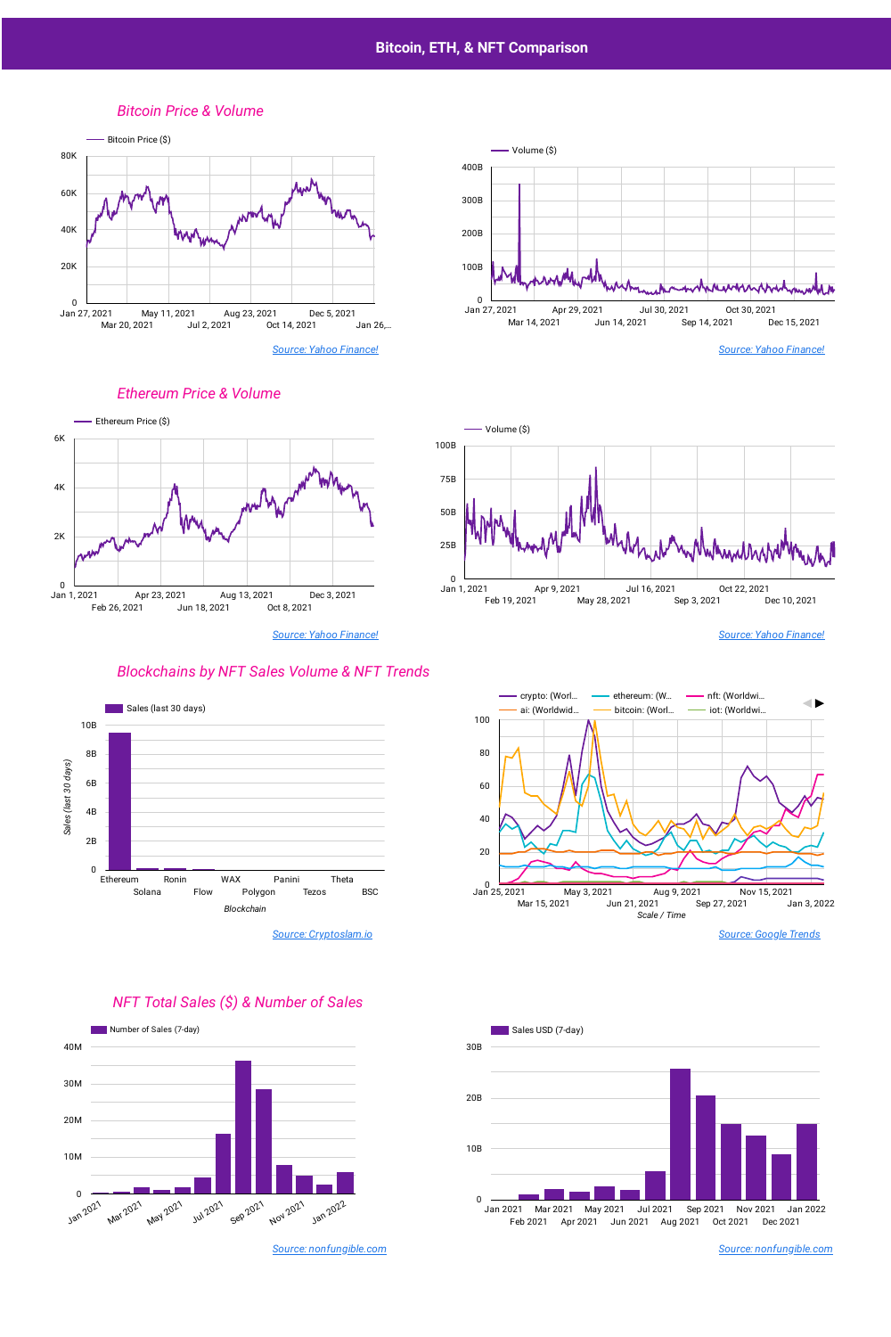# Bitcoin, ETH, & NFT Comparison

## Bitcoin Price & Volume

Bitcoin Price ($)

80K
60K
40K
20K
0

Jan 27, 2021 · Mar 20, 2021 · May 11, 2021 · Jul 2, 2021 · Aug 23, 2021 · Oct 14, 2021 · Dec 5, 2021 · Jan 26,...

Volume ($)

400B
300B
200B
100B
0

Jan 27, 2021 · Mar 14, 2021 · Apr 29, 2021 · Jun 14, 2021 · Jul 30, 2021 · Sep 14, 2021 · Oct 30, 2021 · Dec 15, 2021

Source: Yahoo Finance!

Source: Yahoo Finance!

## Ethereum Price & Volume

Ethereum Price ($)

6K
4K
2K
0

Jan 1, 2021 · Feb 26, 2021 · Apr 23, 2021 · Jun 18, 2021 · Aug 13, 2021 · Oct 8, 2021 · Dec 3, 2021

Volume ($)

100B
75B
50B
25B
0

Jan 1, 2021 · Feb 19, 2021 · Apr 9, 2021 · May 28, 2021 · Jul 16, 2021 · Sep 3, 2021 · Oct 22, 2021 · Dec 10, 2021

Source: Yahoo Finance!

Source: Yahoo Finance!

## Blockchains by NFT Sales Volume & NFT Trends

Sales (last 30 days)

Sales (last 30 days)

10B
8B
6B
4B
2B
0

Ethereum · Solana · Ronin · Flow · WAX · Polygon · Panini · Tezos · Theta · BSC

Blockchain

crypto: (Worl... · ethereum: (W... · nft: (Worldwi... · ai: (Worldwid... · bitcoin: (Worl... · iot: (Worldwi...

100
80
60
40
20
0

Jan 25, 2021 · Mar 15, 2021 · May 3, 2021 · Jun 21, 2021 · Aug 9, 2021 · Sep 27, 2021 · Nov 15, 2021 · Jan 3, 2022

Scale / Time

Source: Cryptoslam.io

Source: Google Trends

## NFT Total Sales ($) & Number of Sales

Number of Sales (7-day)

40M
30M
20M
10M
0

Jan 2021 · Mar 2021 · May 2021 · Jul 2021 · Sep 2021 · Nov 2021 · Jan 2022

Sales USD (7-day)

30B
20B
10B
0

Jan 2021 · Feb 2021 · Mar 2021 · Apr 2021 · May 2021 · Jun 2021 · Jul 2021 · Aug 2021 · Sep 2021 · Oct 2021 · Nov 2021 · Dec 2021 · Jan 2022

Source: nonfungible.com

Source: nonfungible.com